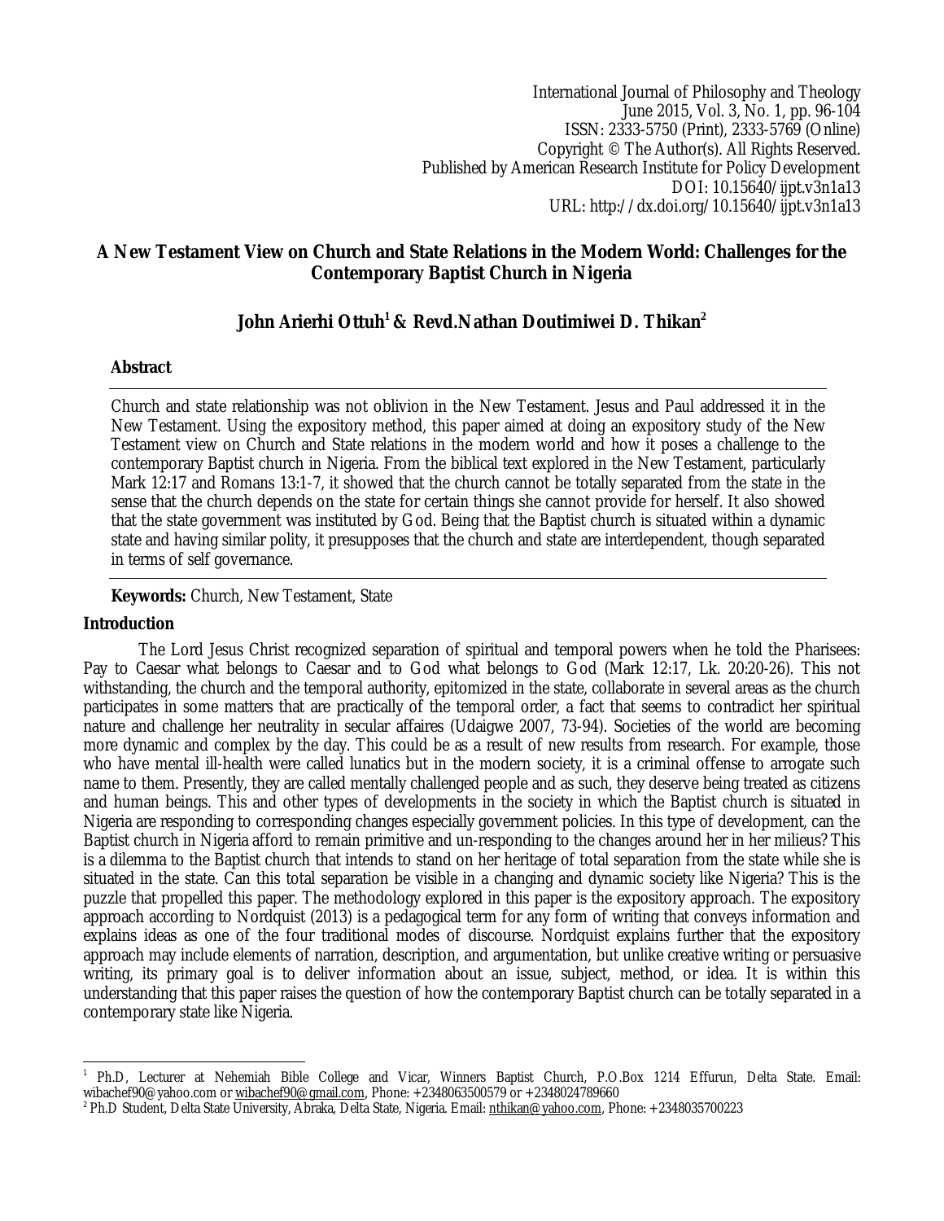International Journal of Philosophy and Theology
June 2015, Vol. 3, No. 1, pp. 96-104
ISSN: 2333-5750 (Print), 2333-5769 (Online)
Copyright © The Author(s). All Rights Reserved.
Published by American Research Institute for Policy Development
DOI: 10.15640/ijpt.v3n1a13
URL: http://dx.doi.org/10.15640/ijpt.v3n1a13

# A New Testament View on Church and State Relations in the Modern World: Challenges for the Contemporary Baptist Church in Nigeria

**John Arierhi Ottuh[1] & Revd.Nathan Doutimiwei D. Thikan[2]**

## Abstract

Church and state relationship was not oblivion in the New Testament. Jesus and Paul addressed it in the New Testament. Using the expository method, this paper aimed at doing an expository study of the New Testament view on Church and State relations in the modern world and how it poses a challenge to the contemporary Baptist church in Nigeria. From the biblical text explored in the New Testament, particularly Mark 12:17 and Romans 13:1-7, it showed that the church cannot be totally separated from the state in the sense that the church depends on the state for certain things she cannot provide for herself. It also showed that the state government was instituted by God. Being that the Baptist church is situated within a dynamic state and having similar polity, it presupposes that the church and state are interdependent, though separated in terms of self governance.

**Keywords:** Church, New Testament, State

## Introduction

The Lord Jesus Christ recognized separation of spiritual and temporal powers when he told the Pharisees: Pay to Caesar what belongs to Caesar and to God what belongs to God (Mark 12:17, Lk. 20:20-26). This not withstanding, the church and the temporal authority, epitomized in the state, collaborate in several areas as the church participates in some matters that are practically of the temporal order, a fact that seems to contradict her spiritual nature and challenge her neutrality in secular affaires (Udaigwe 2007, 73-94). Societies of the world are becoming more dynamic and complex by the day. This could be as a result of new results from research. For example, those who have mental ill-health were called lunatics but in the modern society, it is a criminal offense to arrogate such name to them. Presently, they are called mentally challenged people and as such, they deserve being treated as citizens and human beings. This and other types of developments in the society in which the Baptist church is situated in Nigeria are responding to corresponding changes especially government policies. In this type of development, can the Baptist church in Nigeria afford to remain primitive and un-responding to the changes around her in her milieus? This is a dilemma to the Baptist church that intends to stand on her heritage of total separation from the state while she is situated in the state. Can this total separation be visible in a changing and dynamic society like Nigeria? This is the puzzle that propelled this paper. The methodology explored in this paper is the expository approach. The expository approach according to Nordquist (2013) is a pedagogical term for any form of writing that conveys information and explains ideas as one of the four traditional modes of discourse. Nordquist explains further that the expository approach may include elements of narration, description, and argumentation, but unlike creative writing or persuasive writing, its primary goal is to deliver information about an issue, subject, method, or idea. It is within this understanding that this paper raises the question of how the contemporary Baptist church can be totally separated in a contemporary state like Nigeria.

---

[1] Ph.D, Lecturer at Nehemiah Bible College and Vicar, Winners Baptist Church, P.O.Box 1214 Effurun, Delta State. Email: wibachef90@yahoo.com or wibachef90@gmail.com, Phone: +2348063500579 or +2348024789660

[2] Ph.D Student, Delta State University, Abraka, Delta State, Nigeria. Email: nthikan@yahoo.com, Phone: +2348035700223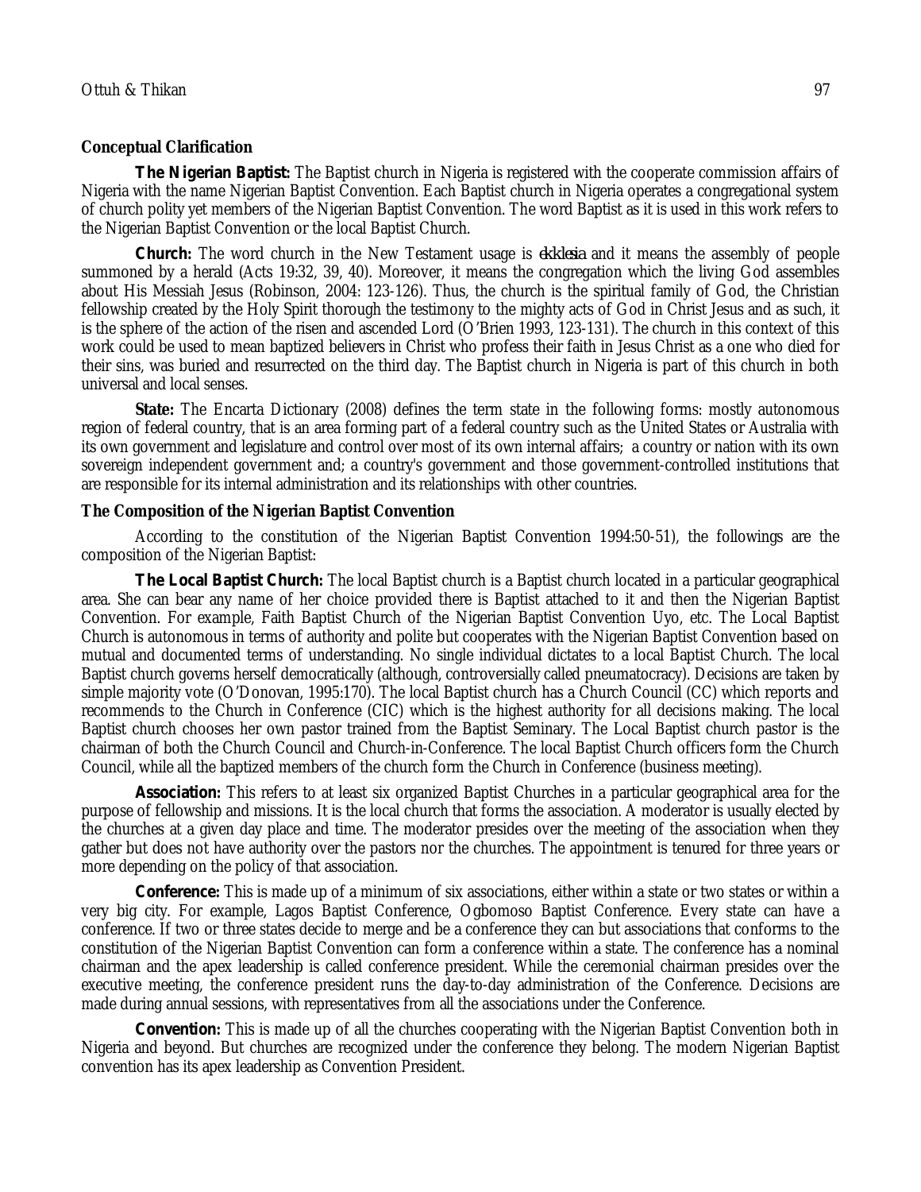**Conceptual Clarification**

**The Nigerian Baptist:** The Baptist church in Nigeria is registered with the cooperate commission affairs of Nigeria with the name Nigerian Baptist Convention. Each Baptist church in Nigeria operates a congregational system of church polity yet members of the Nigerian Baptist Convention. The word Baptist as it is used in this work refers to the Nigerian Baptist Convention or the local Baptist Church.

**Church:** The word church in the New Testament usage is *ekklesia* and it means the assembly of people summoned by a herald (Acts 19:32, 39, 40). Moreover, it means the congregation which the living God assembles about His Messiah Jesus (Robinson, 2004: 123-126). Thus, the church is the spiritual family of God, the Christian fellowship created by the Holy Spirit thorough the testimony to the mighty acts of God in Christ Jesus and as such, it is the sphere of the action of the risen and ascended Lord (O'Brien 1993, 123-131). The church in this context of this work could be used to mean baptized believers in Christ who profess their faith in Jesus Christ as a one who died for their sins, was buried and resurrected on the third day. The Baptist church in Nigeria is part of this church in both universal and local senses.

**State:** The Encarta Dictionary (2008) defines the term state in the following forms: mostly autonomous region of federal country, that is an area forming part of a federal country such as the United States or Australia with its own government and legislature and control over most of its own internal affairs; a country or nation with its own sovereign independent government and; a country's government and those government-controlled institutions that are responsible for its internal administration and its relationships with other countries.

**The Composition of the Nigerian Baptist Convention**

According to the constitution of the Nigerian Baptist Convention 1994:50-51), the followings are the composition of the Nigerian Baptist:

**The Local Baptist Church:** The local Baptist church is a Baptist church located in a particular geographical area. She can bear any name of her choice provided there is Baptist attached to it and then the Nigerian Baptist Convention. For example, Faith Baptist Church of the Nigerian Baptist Convention Uyo, etc. The Local Baptist Church is autonomous in terms of authority and polite but cooperates with the Nigerian Baptist Convention based on mutual and documented terms of understanding. No single individual dictates to a local Baptist Church. The local Baptist church governs herself democratically (although, controversially called pneumatocracy). Decisions are taken by simple majority vote (O'Donovan, 1995:170). The local Baptist church has a Church Council (CC) which reports and recommends to the Church in Conference (CIC) which is the highest authority for all decisions making. The local Baptist church chooses her own pastor trained from the Baptist Seminary. The Local Baptist church pastor is the chairman of both the Church Council and Church-in-Conference. The local Baptist Church officers form the Church Council, while all the baptized members of the church form the Church in Conference (business meeting).

**Association:** This refers to at least six organized Baptist Churches in a particular geographical area for the purpose of fellowship and missions. It is the local church that forms the association. A moderator is usually elected by the churches at a given day place and time. The moderator presides over the meeting of the association when they gather but does not have authority over the pastors nor the churches. The appointment is tenured for three years or more depending on the policy of that association.

**Conference:** This is made up of a minimum of six associations, either within a state or two states or within a very big city. For example, Lagos Baptist Conference, Ogbomoso Baptist Conference. Every state can have a conference. If two or three states decide to merge and be a conference they can but associations that conforms to the constitution of the Nigerian Baptist Convention can form a conference within a state. The conference has a nominal chairman and the apex leadership is called conference president. While the ceremonial chairman presides over the executive meeting, the conference president runs the day-to-day administration of the Conference. Decisions are made during annual sessions, with representatives from all the associations under the Conference.

**Convention:** This is made up of all the churches cooperating with the Nigerian Baptist Convention both in Nigeria and beyond. But churches are recognized under the conference they belong. The modern Nigerian Baptist convention has its apex leadership as Convention President.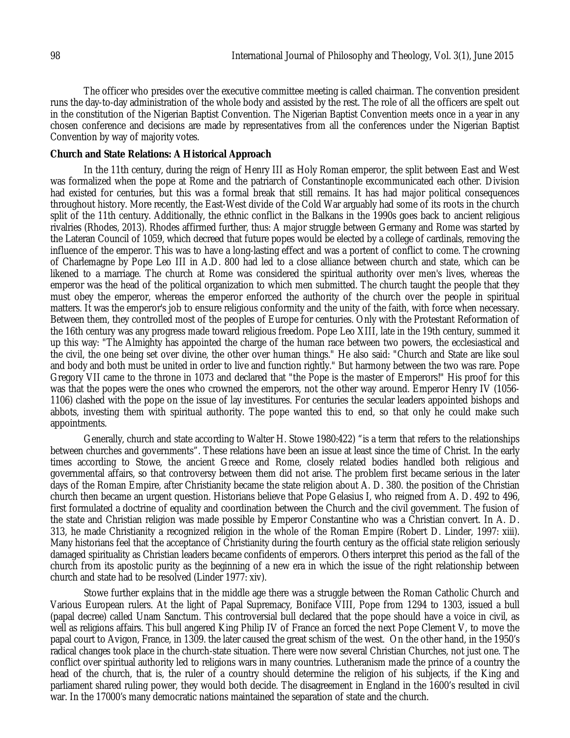The officer who presides over the executive committee meeting is called chairman. The convention president runs the day-to-day administration of the whole body and assisted by the rest. The role of all the officers are spelt out in the constitution of the Nigerian Baptist Convention. The Nigerian Baptist Convention meets once in a year in any chosen conference and decisions are made by representatives from all the conferences under the Nigerian Baptist Convention by way of majority votes.

**Church and State Relations: A Historical Approach**

In the 11th century, during the reign of Henry III as Holy Roman emperor, the split between East and West was formalized when the pope at Rome and the patriarch of Constantinople excommunicated each other. Division had existed for centuries, but this was a formal break that still remains. It has had major political consequences throughout history. More recently, the East-West divide of the Cold War arguably had some of its roots in the church split of the 11th century. Additionally, the ethnic conflict in the Balkans in the 1990s goes back to ancient religious rivalries (Rhodes, 2013). Rhodes affirmed further, thus: A major struggle between Germany and Rome was started by the Lateran Council of 1059, which decreed that future popes would be elected by a college of cardinals, removing the influence of the emperor. This was to have a long-lasting effect and was a portent of conflict to come. The crowning of Charlemagne by Pope Leo III in A.D. 800 had led to a close alliance between church and state, which can be likened to a marriage. The church at Rome was considered the spiritual authority over men's lives, whereas the emperor was the head of the political organization to which men submitted. The church taught the people that they must obey the emperor, whereas the emperor enforced the authority of the church over the people in spiritual matters. It was the emperor's job to ensure religious conformity and the unity of the faith, with force when necessary. Between them, they controlled most of the peoples of Europe for centuries. Only with the Protestant Reformation of the 16th century was any progress made toward religious freedom. Pope Leo XIII, late in the 19th century, summed it up this way: "The Almighty has appointed the charge of the human race between two powers, the ecclesiastical and the civil, the one being set over divine, the other over human things." He also said: "Church and State are like soul and body and both must be united in order to live and function rightly." But harmony between the two was rare. Pope Gregory VII came to the throne in 1073 and declared that "the Pope is the master of Emperors!" His proof for this was that the popes were the ones who crowned the emperors, not the other way around. Emperor Henry IV (1056-1106) clashed with the pope on the issue of lay investitures. For centuries the secular leaders appointed bishops and abbots, investing them with spiritual authority. The pope wanted this to end, so that only he could make such appointments.

Generally, church and state according to Walter H. Stowe 1980:422) "is a term that refers to the relationships between churches and governments". These relations have been an issue at least since the time of Christ. In the early times according to Stowe, the ancient Greece and Rome, closely related bodies handled both religious and governmental affairs, so that controversy between them did not arise. The problem first became serious in the later days of the Roman Empire, after Christianity became the state religion about A. D. 380. the position of the Christian church then became an urgent question. Historians believe that Pope Gelasius I, who reigned from A. D. 492 to 496, first formulated a doctrine of equality and coordination between the Church and the civil government. The fusion of the state and Christian religion was made possible by Emperor Constantine who was a Christian convert. In A. D. 313, he made Christianity a recognized religion in the whole of the Roman Empire (Robert D. Linder, 1997: xiii). Many historians feel that the acceptance of Christianity during the fourth century as the official state religion seriously damaged spirituality as Christian leaders became confidents of emperors. Others interpret this period as the fall of the church from its apostolic purity as the beginning of a new era in which the issue of the right relationship between church and state had to be resolved (Linder 1977: xiv).

Stowe further explains that in the middle age there was a struggle between the Roman Catholic Church and Various European rulers. At the light of Papal Supremacy, Boniface VIII, Pope from 1294 to 1303, issued a bull (papal decree) called Unam Sanctum. This controversial bull declared that the pope should have a voice in civil, as well as religions affairs. This bull angered King Philip IV of France an forced the next Pope Clement V, to move the papal court to Avigon, France, in 1309. the later caused the great schism of the west. On the other hand, in the 1950's radical changes took place in the church-state situation. There were now several Christian Churches, not just one. The conflict over spiritual authority led to religions wars in many countries. Lutheranism made the prince of a country the head of the church, that is, the ruler of a country should determine the religion of his subjects, if the King and parliament shared ruling power, they would both decide. The disagreement in England in the 1600's resulted in civil war. In the 17000's many democratic nations maintained the separation of state and the church.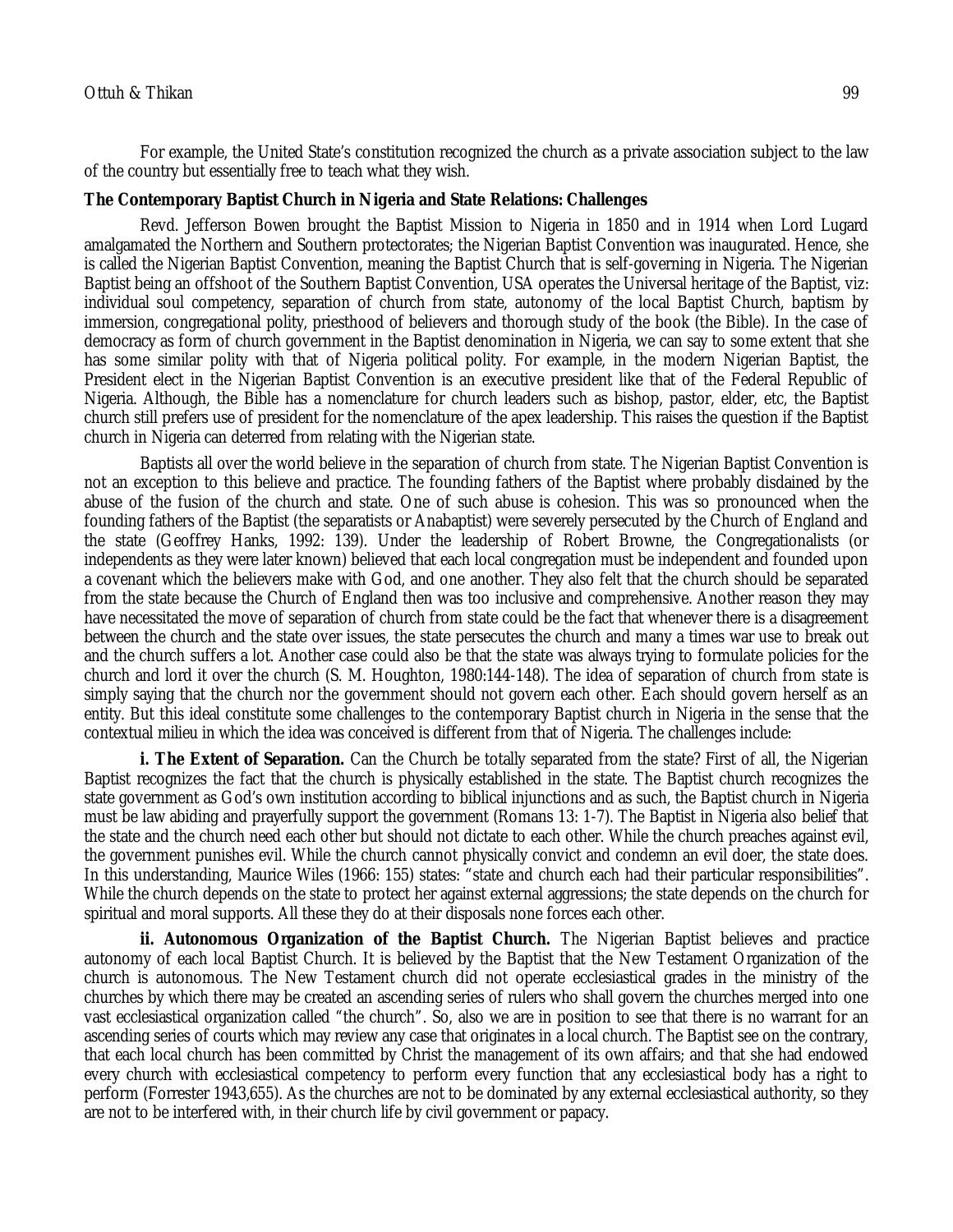For example, the United State's constitution recognized the church as a private association subject to the law of the country but essentially free to teach what they wish.

**The Contemporary Baptist Church in Nigeria and State Relations: Challenges**

Revd. Jefferson Bowen brought the Baptist Mission to Nigeria in 1850 and in 1914 when Lord Lugard amalgamated the Northern and Southern protectorates; the Nigerian Baptist Convention was inaugurated. Hence, she is called the Nigerian Baptist Convention, meaning the Baptist Church that is self-governing in Nigeria. The Nigerian Baptist being an offshoot of the Southern Baptist Convention, USA operates the Universal heritage of the Baptist, viz: individual soul competency, separation of church from state, autonomy of the local Baptist Church, baptism by immersion, congregational polity, priesthood of believers and thorough study of the book (the Bible). In the case of democracy as form of church government in the Baptist denomination in Nigeria, we can say to some extent that she has some similar polity with that of Nigeria political polity. For example, in the modern Nigerian Baptist, the President elect in the Nigerian Baptist Convention is an executive president like that of the Federal Republic of Nigeria. Although, the Bible has a nomenclature for church leaders such as bishop, pastor, elder, etc, the Baptist church still prefers use of president for the nomenclature of the apex leadership. This raises the question if the Baptist church in Nigeria can deterred from relating with the Nigerian state.

Baptists all over the world believe in the separation of church from state. The Nigerian Baptist Convention is not an exception to this believe and practice. The founding fathers of the Baptist where probably disdained by the abuse of the fusion of the church and state. One of such abuse is cohesion. This was so pronounced when the founding fathers of the Baptist (the separatists or Anabaptist) were severely persecuted by the Church of England and the state (Geoffrey Hanks, 1992: 139). Under the leadership of Robert Browne, the Congregationalists (or independents as they were later known) believed that each local congregation must be independent and founded upon a covenant which the believers make with God, and one another. They also felt that the church should be separated from the state because the Church of England then was too inclusive and comprehensive. Another reason they may have necessitated the move of separation of church from state could be the fact that whenever there is a disagreement between the church and the state over issues, the state persecutes the church and many a times war use to break out and the church suffers a lot. Another case could also be that the state was always trying to formulate policies for the church and lord it over the church (S. M. Houghton, 1980:144-148). The idea of separation of church from state is simply saying that the church nor the government should not govern each other. Each should govern herself as an entity. But this ideal constitute some challenges to the contemporary Baptist church in Nigeria in the sense that the contextual milieu in which the idea was conceived is different from that of Nigeria. The challenges include:

**i. The Extent of Separation.** Can the Church be totally separated from the state? First of all, the Nigerian Baptist recognizes the fact that the church is physically established in the state. The Baptist church recognizes the state government as God's own institution according to biblical injunctions and as such, the Baptist church in Nigeria must be law abiding and prayerfully support the government (Romans 13: 1-7). The Baptist in Nigeria also belief that the state and the church need each other but should not dictate to each other. While the church preaches against evil, the government punishes evil. While the church cannot physically convict and condemn an evil doer, the state does. In this understanding, Maurice Wiles (1966: 155) states: "state and church each had their particular responsibilities". While the church depends on the state to protect her against external aggressions; the state depends on the church for spiritual and moral supports. All these they do at their disposals none forces each other.

**ii. Autonomous Organization of the Baptist Church.** The Nigerian Baptist believes and practice autonomy of each local Baptist Church. It is believed by the Baptist that the New Testament Organization of the church is autonomous. The New Testament church did not operate ecclesiastical grades in the ministry of the churches by which there may be created an ascending series of rulers who shall govern the churches merged into one vast ecclesiastical organization called "the church". So, also we are in position to see that there is no warrant for an ascending series of courts which may review any case that originates in a local church. The Baptist see on the contrary, that each local church has been committed by Christ the management of its own affairs; and that she had endowed every church with ecclesiastical competency to perform every function that any ecclesiastical body has a right to perform (Forrester 1943,655). As the churches are not to be dominated by any external ecclesiastical authority, so they are not to be interfered with, in their church life by civil government or papacy.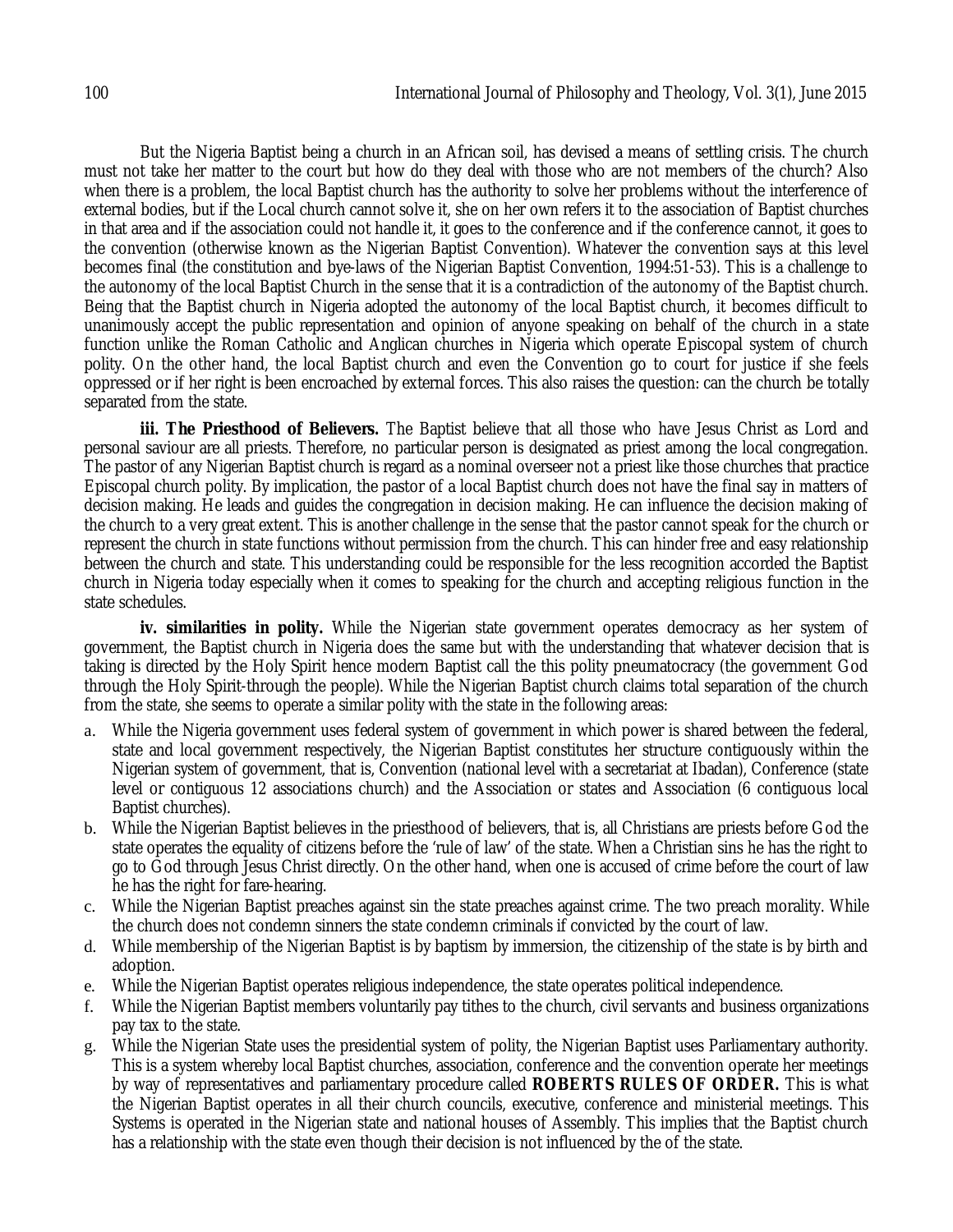But the Nigeria Baptist being a church in an African soil, has devised a means of settling crisis. The church must not take her matter to the court but how do they deal with those who are not members of the church? Also when there is a problem, the local Baptist church has the authority to solve her problems without the interference of external bodies, but if the Local church cannot solve it, she on her own refers it to the association of Baptist churches in that area and if the association could not handle it, it goes to the conference and if the conference cannot, it goes to the convention (otherwise known as the Nigerian Baptist Convention). Whatever the convention says at this level becomes final (the constitution and bye-laws of the Nigerian Baptist Convention, 1994:51-53). This is a challenge to the autonomy of the local Baptist Church in the sense that it is a contradiction of the autonomy of the Baptist church. Being that the Baptist church in Nigeria adopted the autonomy of the local Baptist church, it becomes difficult to unanimously accept the public representation and opinion of anyone speaking on behalf of the church in a state function unlike the Roman Catholic and Anglican churches in Nigeria which operate Episcopal system of church polity. On the other hand, the local Baptist church and even the Convention go to court for justice if she feels oppressed or if her right is been encroached by external forces. This also raises the question: can the church be totally separated from the state.

**iii. The Priesthood of Believers.** The Baptist believe that all those who have Jesus Christ as Lord and personal saviour are all priests. Therefore, no particular person is designated as priest among the local congregation. The pastor of any Nigerian Baptist church is regard as a nominal overseer not a priest like those churches that practice Episcopal church polity. By implication, the pastor of a local Baptist church does not have the final say in matters of decision making. He leads and guides the congregation in decision making. He can influence the decision making of the church to a very great extent. This is another challenge in the sense that the pastor cannot speak for the church or represent the church in state functions without permission from the church. This can hinder free and easy relationship between the church and state. This understanding could be responsible for the less recognition accorded the Baptist church in Nigeria today especially when it comes to speaking for the church and accepting religious function in the state schedules.

**iv. similarities in polity.** While the Nigerian state government operates democracy as her system of government, the Baptist church in Nigeria does the same but with the understanding that whatever decision that is taking is directed by the Holy Spirit hence modern Baptist call the this polity pneumatocracy (the government God through the Holy Spirit-through the people). While the Nigerian Baptist church claims total separation of the church from the state, she seems to operate a similar polity with the state in the following areas:

a. While the Nigeria government uses federal system of government in which power is shared between the federal, state and local government respectively, the Nigerian Baptist constitutes her structure contiguously within the Nigerian system of government, that is, Convention (national level with a secretariat at Ibadan), Conference (state level or contiguous 12 associations church) and the Association or states and Association (6 contiguous local Baptist churches).
b. While the Nigerian Baptist believes in the priesthood of believers, that is, all Christians are priests before God the state operates the equality of citizens before the 'rule of law' of the state. When a Christian sins he has the right to go to God through Jesus Christ directly. On the other hand, when one is accused of crime before the court of law he has the right for fare-hearing.
c. While the Nigerian Baptist preaches against sin the state preaches against crime. The two preach morality. While the church does not condemn sinners the state condemn criminals if convicted by the court of law.
d. While membership of the Nigerian Baptist is by baptism by immersion, the citizenship of the state is by birth and adoption.
e. While the Nigerian Baptist operates religious independence, the state operates political independence.
f. While the Nigerian Baptist members voluntarily pay tithes to the church, civil servants and business organizations pay tax to the state.
g. While the Nigerian State uses the presidential system of polity, the Nigerian Baptist uses Parliamentary authority. This is a system whereby local Baptist churches, association, conference and the convention operate her meetings by way of representatives and parliamentary procedure called **ROBERTS RULES OF ORDER.** This is what the Nigerian Baptist operates in all their church councils, executive, conference and ministerial meetings. This Systems is operated in the Nigerian state and national houses of Assembly. This implies that the Baptist church has a relationship with the state even though their decision is not influenced by the of the state.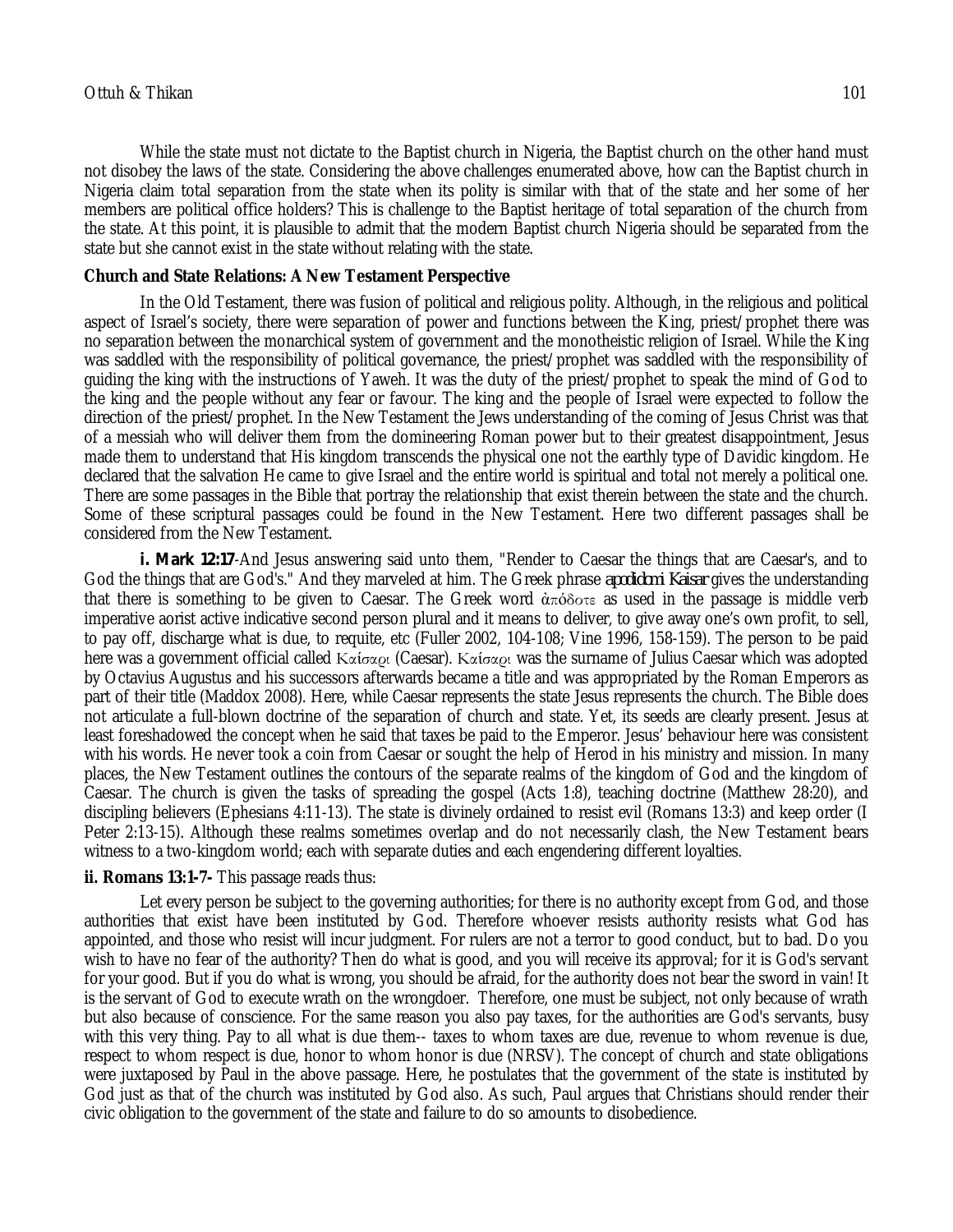While the state must not dictate to the Baptist church in Nigeria, the Baptist church on the other hand must not disobey the laws of the state. Considering the above challenges enumerated above, how can the Baptist church in Nigeria claim total separation from the state when its polity is similar with that of the state and her some of her members are political office holders? This is challenge to the Baptist heritage of total separation of the church from the state. At this point, it is plausible to admit that the modern Baptist church Nigeria should be separated from the state but she cannot exist in the state without relating with the state.

**Church and State Relations: A New Testament Perspective**

In the Old Testament, there was fusion of political and religious polity. Although, in the religious and political aspect of Israel's society, there were separation of power and functions between the King, priest/prophet there was no separation between the monarchical system of government and the monotheistic religion of Israel. While the King was saddled with the responsibility of political governance, the priest/prophet was saddled with the responsibility of guiding the king with the instructions of Yaweh. It was the duty of the priest/prophet to speak the mind of God to the king and the people without any fear or favour. The king and the people of Israel were expected to follow the direction of the priest/prophet. In the New Testament the Jews understanding of the coming of Jesus Christ was that of a messiah who will deliver them from the domineering Roman power but to their greatest disappointment, Jesus made them to understand that His kingdom transcends the physical one not the earthly type of Davidic kingdom. He declared that the salvation He came to give Israel and the entire world is spiritual and total not merely a political one. There are some passages in the Bible that portray the relationship that exist therein between the state and the church. Some of these scriptural passages could be found in the New Testament. Here two different passages shall be considered from the New Testament.

**i. Mark 12:17**-And Jesus answering said unto them, "Render to Caesar the things that are Caesar's, and to God the things that are God's." And they marveled at him. The Greek phrase *apodidomi Kaisar* gives the understanding that there is something to be given to Caesar. The Greek word ἀπόδοτε as used in the passage is middle verb imperative aorist active indicative second person plural and it means to deliver, to give away one's own profit, to sell, to pay off, discharge what is due, to requite, etc (Fuller 2002, 104-108; Vine 1996, 158-159). The person to be paid here was a government official called Καίσαρι (Caesar). Καίσαρι was the surname of Julius Caesar which was adopted by Octavius Augustus and his successors afterwards became a title and was appropriated by the Roman Emperors as part of their title (Maddox 2008). Here, while Caesar represents the state Jesus represents the church. The Bible does not articulate a full-blown doctrine of the separation of church and state. Yet, its seeds are clearly present. Jesus at least foreshadowed the concept when he said that taxes be paid to the Emperor. Jesus' behaviour here was consistent with his words. He never took a coin from Caesar or sought the help of Herod in his ministry and mission. In many places, the New Testament outlines the contours of the separate realms of the kingdom of God and the kingdom of Caesar. The church is given the tasks of spreading the gospel (Acts 1:8), teaching doctrine (Matthew 28:20), and discipling believers (Ephesians 4:11-13). The state is divinely ordained to resist evil (Romans 13:3) and keep order (I Peter 2:13-15). Although these realms sometimes overlap and do not necessarily clash, the New Testament bears witness to a two-kingdom world; each with separate duties and each engendering different loyalties.

**ii. Romans 13:1-7-** This passage reads thus:

Let every person be subject to the governing authorities; for there is no authority except from God, and those authorities that exist have been instituted by God. Therefore whoever resists authority resists what God has appointed, and those who resist will incur judgment. For rulers are not a terror to good conduct, but to bad. Do you wish to have no fear of the authority? Then do what is good, and you will receive its approval; for it is God's servant for your good. But if you do what is wrong, you should be afraid, for the authority does not bear the sword in vain! It is the servant of God to execute wrath on the wrongdoer. Therefore, one must be subject, not only because of wrath but also because of conscience. For the same reason you also pay taxes, for the authorities are God's servants, busy with this very thing. Pay to all what is due them-- taxes to whom taxes are due, revenue to whom revenue is due, respect to whom respect is due, honor to whom honor is due (NRSV). The concept of church and state obligations were juxtaposed by Paul in the above passage. Here, he postulates that the government of the state is instituted by God just as that of the church was instituted by God also. As such, Paul argues that Christians should render their civic obligation to the government of the state and failure to do so amounts to disobedience.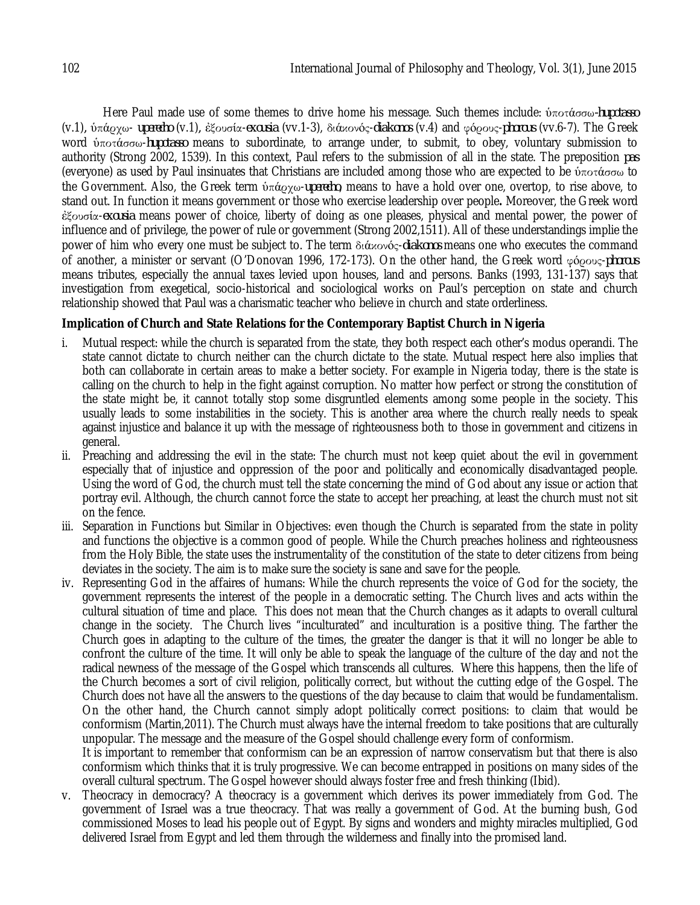Here Paul made use of some themes to drive home his message. Such themes include: ὑποτάσσω-*hupotasso* (v.1), ὑπάρχω- *uperecho* (v.1), ἐξουσία-*exousia* (vv.1-3), διάκονός-*diakonos* (v.4) and φόρους-*phorous* (vv.6-7). The Greek word ὑποτάσσω-*hupotasso* means to subordinate, to arrange under, to submit, to obey, voluntary submission to authority (Strong 2002, 1539). In this context, Paul refers to the submission of all in the state. The preposition *pas* (everyone) as used by Paul insinuates that Christians are included among those who are expected to be ὑποτάσσω to the Government. Also, the Greek term ὑπάρχω-*uperecho*, means to have a hold over one, overtop, to rise above, to stand out. In function it means government or those who exercise leadership over people**.** Moreover, the Greek word ἐξουσία-*exousia* means power of choice, liberty of doing as one pleases, physical and mental power, the power of influence and of privilege, the power of rule or government (Strong 2002,1511). All of these understandings implie the power of him who every one must be subject to. The term διάκονός-*diakonos* means one who executes the command of another, a minister or servant (O'Donovan 1996, 172-173). On the other hand, the Greek word φόρους-*phorous* means tributes, especially the annual taxes levied upon houses, land and persons. Banks (1993, 131-137) says that investigation from exegetical, socio-historical and sociological works on Paul's perception on state and church relationship showed that Paul was a charismatic teacher who believe in church and state orderliness.

**Implication of Church and State Relations for the Contemporary Baptist Church in Nigeria**

i. Mutual respect: while the church is separated from the state, they both respect each other's modus operandi. The state cannot dictate to church neither can the church dictate to the state. Mutual respect here also implies that both can collaborate in certain areas to make a better society. For example in Nigeria today, there is the state is calling on the church to help in the fight against corruption. No matter how perfect or strong the constitution of the state might be, it cannot totally stop some disgruntled elements among some people in the society. This usually leads to some instabilities in the society. This is another area where the church really needs to speak against injustice and balance it up with the message of righteousness both to those in government and citizens in general.

ii. Preaching and addressing the evil in the state: The church must not keep quiet about the evil in government especially that of injustice and oppression of the poor and politically and economically disadvantaged people. Using the word of God, the church must tell the state concerning the mind of God about any issue or action that portray evil. Although, the church cannot force the state to accept her preaching, at least the church must not sit on the fence.

iii. Separation in Functions but Similar in Objectives: even though the Church is separated from the state in polity and functions the objective is a common good of people. While the Church preaches holiness and righteousness from the Holy Bible, the state uses the instrumentality of the constitution of the state to deter citizens from being deviates in the society. The aim is to make sure the society is sane and save for the people.

iv. Representing God in the affaires of humans: While the church represents the voice of God for the society, the government represents the interest of the people in a democratic setting. The Church lives and acts within the cultural situation of time and place. This does not mean that the Church changes as it adapts to overall cultural change in the society. The Church lives "inculturated" and inculturation is a positive thing. The farther the Church goes in adapting to the culture of the times, the greater the danger is that it will no longer be able to confront the culture of the time. It will only be able to speak the language of the culture of the day and not the radical newness of the message of the Gospel which transcends all cultures. Where this happens, then the life of the Church becomes a sort of civil religion, politically correct, but without the cutting edge of the Gospel. The Church does not have all the answers to the questions of the day because to claim that would be fundamentalism. On the other hand, the Church cannot simply adopt politically correct positions: to claim that would be conformism (Martin,2011). The Church must always have the internal freedom to take positions that are culturally unpopular. The message and the measure of the Gospel should challenge every form of conformism.

   It is important to remember that conformism can be an expression of narrow conservatism but that there is also conformism which thinks that it is truly progressive. We can become entrapped in positions on many sides of the overall cultural spectrum. The Gospel however should always foster free and fresh thinking (Ibid).

v. Theocracy in democracy? A theocracy is a government which derives its power immediately from God. The government of Israel was a true theocracy. That was really a government of God. At the burning bush, God commissioned Moses to lead his people out of Egypt. By signs and wonders and mighty miracles multiplied, God delivered Israel from Egypt and led them through the wilderness and finally into the promised land.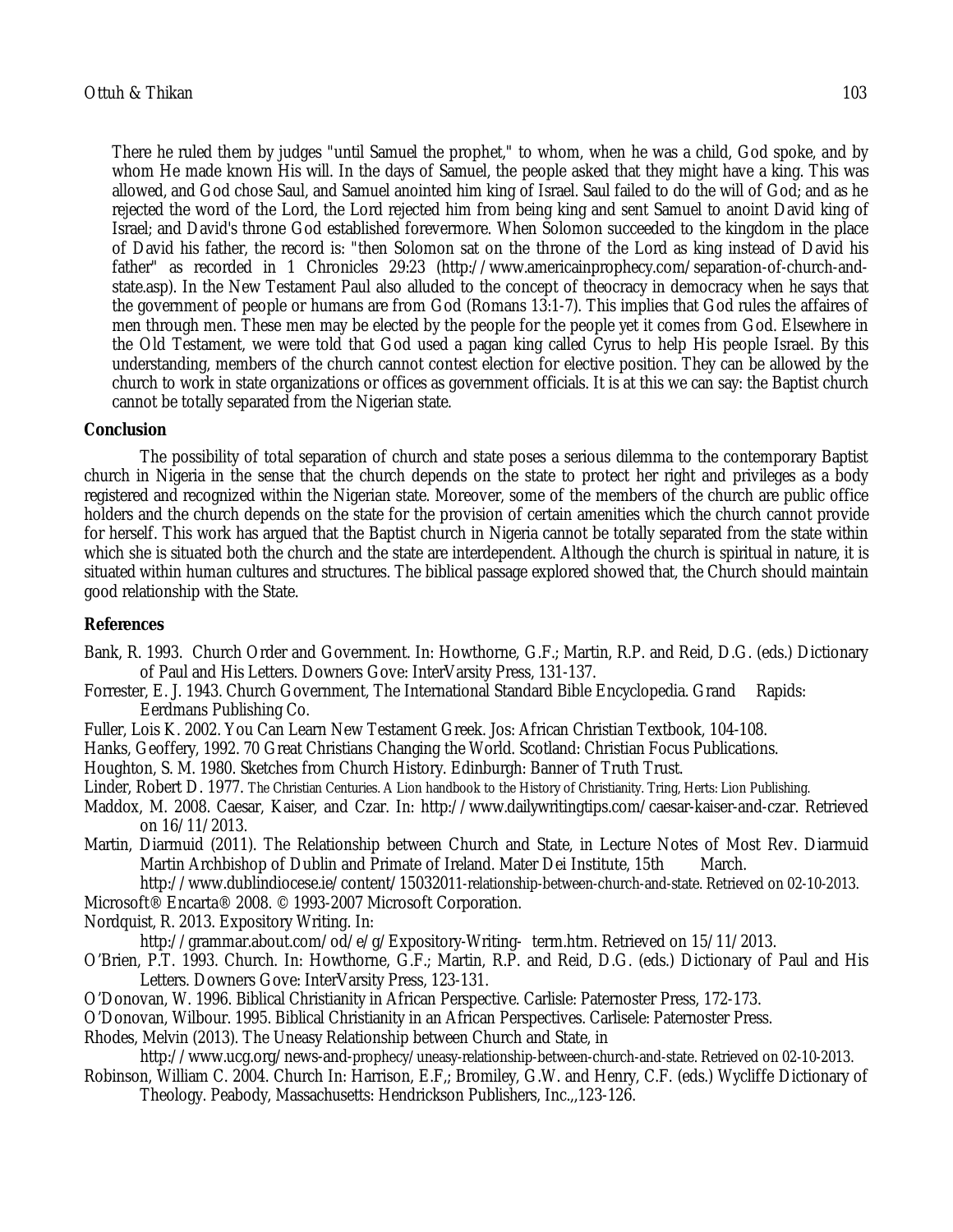There he ruled them by judges "until Samuel the prophet," to whom, when he was a child, God spoke, and by whom He made known His will. In the days of Samuel, the people asked that they might have a king. This was allowed, and God chose Saul, and Samuel anointed him king of Israel. Saul failed to do the will of God; and as he rejected the word of the Lord, the Lord rejected him from being king and sent Samuel to anoint David king of Israel; and David's throne God established forevermore. When Solomon succeeded to the kingdom in the place of David his father, the record is: "then Solomon sat on the throne of the Lord as king instead of David his father" as recorded in 1 Chronicles 29:23 (http://www.americainprophecy.com/separation-of-church-and-state.asp). In the New Testament Paul also alluded to the concept of theocracy in democracy when he says that the government of people or humans are from God (Romans 13:1-7). This implies that God rules the affaires of men through men. These men may be elected by the people for the people yet it comes from God. Elsewhere in the Old Testament, we were told that God used a pagan king called Cyrus to help His people Israel. By this understanding, members of the church cannot contest election for elective position. They can be allowed by the church to work in state organizations or offices as government officials. It is at this we can say: the Baptist church cannot be totally separated from the Nigerian state.

## Conclusion

The possibility of total separation of church and state poses a serious dilemma to the contemporary Baptist church in Nigeria in the sense that the church depends on the state to protect her right and privileges as a body registered and recognized within the Nigerian state. Moreover, some of the members of the church are public office holders and the church depends on the state for the provision of certain amenities which the church cannot provide for herself. This work has argued that the Baptist church in Nigeria cannot be totally separated from the state within which she is situated both the church and the state are interdependent. Although the church is spiritual in nature, it is situated within human cultures and structures. The biblical passage explored showed that, the Church should maintain good relationship with the State.

## References

Bank, R. 1993. Church Order and Government. In: Howthorne, G.F.; Martin, R.P. and Reid, D.G. (eds.) Dictionary of Paul and His Letters. Downers Gove: InterVarsity Press, 131-137.

Forrester, E. J. 1943. Church Government, The International Standard Bible Encyclopedia. Grand Rapids: Eerdmans Publishing Co.

Fuller, Lois K. 2002. You Can Learn New Testament Greek. Jos: African Christian Textbook, 104-108.

Hanks, Geoffery, 1992. 70 Great Christians Changing the World. Scotland: Christian Focus Publications.

Houghton, S. M. 1980. Sketches from Church History. Edinburgh: Banner of Truth Trust.

Linder, Robert D. 1977. The Christian Centuries. A Lion handbook to the History of Christianity. Tring, Herts: Lion Publishing.

Maddox, M. 2008. Caesar, Kaiser, and Czar. In: http://www.dailywritingtips.com/caesar-kaiser-and-czar. Retrieved on 16/11/2013.

Martin, Diarmuid (2011). The Relationship between Church and State, in Lecture Notes of Most Rev. Diarmuid Martin Archbishop of Dublin and Primate of Ireland. Mater Dei Institute, 15th March. http://www.dublindiocese.ie/content/15032011-relationship-between-church-and-state. Retrieved on 02-10-2013.

Microsoft® Encarta® 2008. © 1993-2007 Microsoft Corporation.

Nordquist, R. 2013. Expository Writing. In: http://grammar.about.com/od/e/g/Expository-Writing- term.htm. Retrieved on 15/11/2013.

O'Brien, P.T. 1993. Church. In: Howthorne, G.F.; Martin, R.P. and Reid, D.G. (eds.) Dictionary of Paul and His Letters. Downers Gove: InterVarsity Press, 123-131.

O'Donovan, W. 1996. Biblical Christianity in African Perspective. Carlisle: Paternoster Press, 172-173.

O'Donovan, Wilbour. 1995. Biblical Christianity in an African Perspectives. Carlisele: Paternoster Press.

Rhodes, Melvin (2013). The Uneasy Relationship between Church and State, in http://www.ucg.org/news-and-prophecy/uneasy-relationship-between-church-and-state. Retrieved on 02-10-2013.

Robinson, William C. 2004. Church In: Harrison, E.F,; Bromiley, G.W. and Henry, C.F. (eds.) Wycliffe Dictionary of Theology. Peabody, Massachusetts: Hendrickson Publishers, Inc.,,123-126.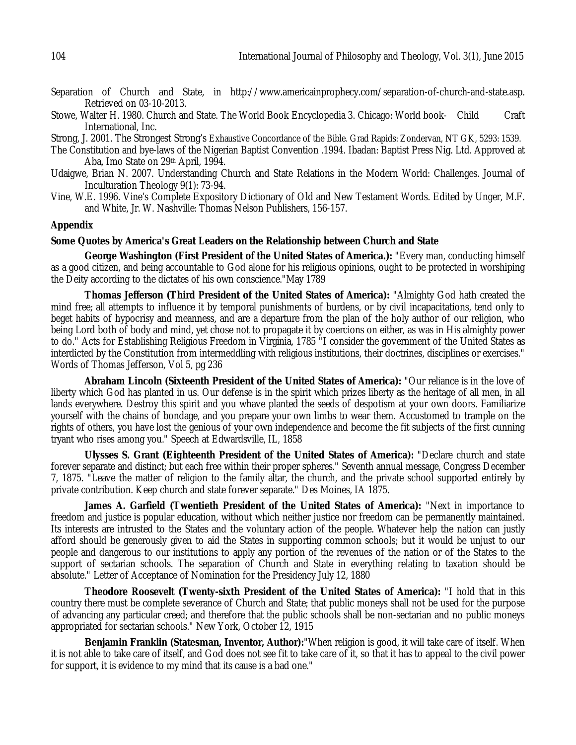Separation of Church and State, in http://www.americainprophecy.com/separation-of-church-and-state.asp. Retrieved on 03-10-2013.

Stowe, Walter H. 1980. Church and State. The World Book Encyclopedia 3. Chicago: World book- Child Craft International, Inc.

Strong, J. 2001. The Strongest Strong's Exhaustive Concordance of the Bible. Grad Rapids: Zondervan, NT GK, 5293: 1539.

The Constitution and bye-laws of the Nigerian Baptist Convention .1994. Ibadan: Baptist Press Nig. Ltd. Approved at Aba, Imo State on 29th April, 1994.

Udaigwe, Brian N. 2007. Understanding Church and State Relations in the Modern World: Challenges. Journal of Inculturation Theology 9(1): 73-94.

Vine, W.E. 1996. Vine's Complete Expository Dictionary of Old and New Testament Words. Edited by Unger, M.F. and White, Jr. W. Nashville: Thomas Nelson Publishers, 156-157.

## Appendix

### Some Quotes by America's Great Leaders on the Relationship between Church and State

**George Washington (First President of the United States of America.):** "Every man, conducting himself as a good citizen, and being accountable to God alone for his religious opinions, ought to be protected in worshiping the Deity according to the dictates of his own conscience."May 1789

**Thomas Jefferson (Third President of the United States of America):** "Almighty God hath created the mind free; all attempts to influence it by temporal punishments of burdens, or by civil incapacitations, tend only to beget habits of hypocrisy and meanness, and are a departure from the plan of the holy author of our religion, who being Lord both of body and mind, yet chose not to propagate it by coercions on either, as was in His almighty power to do." Acts for Establishing Religious Freedom in Virginia, 1785 "I consider the government of the United States as interdicted by the Constitution from intermeddling with religious institutions, their doctrines, disciplines or exercises." Words of Thomas Jefferson, Vol 5, pg 236

**Abraham Lincoln (Sixteenth President of the United States of America):** "Our reliance is in the love of liberty which God has planted in us. Our defense is in the spirit which prizes liberty as the heritage of all men, in all lands everywhere. Destroy this spirit and you whave planted the seeds of despotism at your own doors. Familiarize yourself with the chains of bondage, and you prepare your own limbs to wear them. Accustomed to trample on the rights of others, you have lost the genious of your own independence and become the fit subjects of the first cunning tryant who rises among you." Speech at Edwardsville, IL, 1858

**Ulysses S. Grant (Eighteenth President of the United States of America):** "Declare church and state forever separate and distinct; but each free within their proper spheres." Seventh annual message, Congress December 7, 1875. "Leave the matter of religion to the family altar, the church, and the private school supported entirely by private contribution. Keep church and state forever separate." Des Moines, IA 1875.

**James A. Garfield (Twentieth President of the United States of America):** "Next in importance to freedom and justice is popular education, without which neither justice nor freedom can be permanently maintained. Its interests are intrusted to the States and the voluntary action of the people. Whatever help the nation can justly afford should be generously given to aid the States in supporting common schools; but it would be unjust to our people and dangerous to our institutions to apply any portion of the revenues of the nation or of the States to the support of sectarian schools. The separation of Church and State in everything relating to taxation should be absolute." Letter of Acceptance of Nomination for the Presidency July 12, 1880

**Theodore Roosevelt (Twenty-sixth President of the United States of America):** "I hold that in this country there must be complete severance of Church and State; that public moneys shall not be used for the purpose of advancing any particular creed; and therefore that the public schools shall be non-sectarian and no public moneys appropriated for sectarian schools." New York, October 12, 1915

**Benjamin Franklin (Statesman, Inventor, Author):**"When religion is good, it will take care of itself. When it is not able to take care of itself, and God does not see fit to take care of it, so that it has to appeal to the civil power for support, it is evidence to my mind that its cause is a bad one."